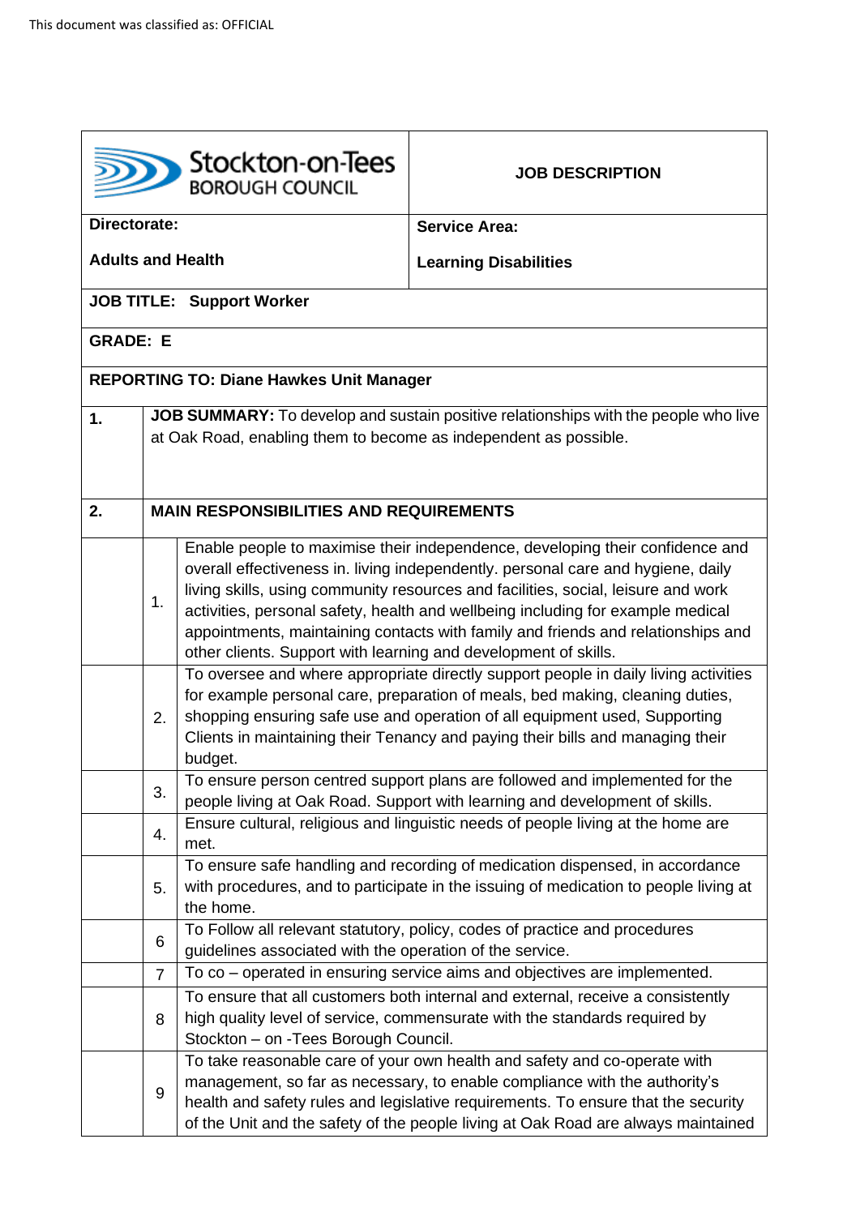This document was classified as: OFFICIAL

| Stockton-on-Tees BOROUGH COUNCIL | **JOB DESCRIPTION** |
|---|---|
| **Directorate:**<br><br>**Adults and Health** | **Service Area:**<br><br>**Learning Disabilities** |
| **JOB TITLE: Support Worker** | |
| **GRADE: E** | |
| **REPORTING TO: Diane Hawkes Unit Manager** | |

| | | |
|---|---|---|
| **1.** | **JOB SUMMARY:** To develop and sustain positive relationships with the people who live at Oak Road, enabling them to become as independent as possible. | |
| **2.** | **MAIN RESPONSIBILITIES AND REQUIREMENTS** | |
| | 1. | Enable people to maximise their independence, developing their confidence and overall effectiveness in. living independently. personal care and hygiene, daily living skills, using community resources and facilities, social, leisure and work activities, personal safety, health and wellbeing including for example medical appointments, maintaining contacts with family and friends and relationships and other clients. Support with learning and development of skills. |
| | 2. | To oversee and where appropriate directly support people in daily living activities for example personal care, preparation of meals, bed making, cleaning duties, shopping ensuring safe use and operation of all equipment used, Supporting Clients in maintaining their Tenancy and paying their bills and managing their budget. |
| | 3. | To ensure person centred support plans are followed and implemented for the people living at Oak Road. Support with learning and development of skills. |
| | 4. | Ensure cultural, religious and linguistic needs of people living at the home are met. |
| | 5. | To ensure safe handling and recording of medication dispensed, in accordance with procedures, and to participate in the issuing of medication to people living at the home. |
| | 6 | To Follow all relevant statutory, policy, codes of practice and procedures guidelines associated with the operation of the service. |
| | 7 | To co – operated in ensuring service aims and objectives are implemented. |
| | 8 | To ensure that all customers both internal and external, receive a consistently high quality level of service, commensurate with the standards required by Stockton – on -Tees Borough Council. |
| | 9 | To take reasonable care of your own health and safety and co-operate with management, so far as necessary, to enable compliance with the authority's health and safety rules and legislative requirements. To ensure that the security of the Unit and the safety of the people living at Oak Road are always maintained |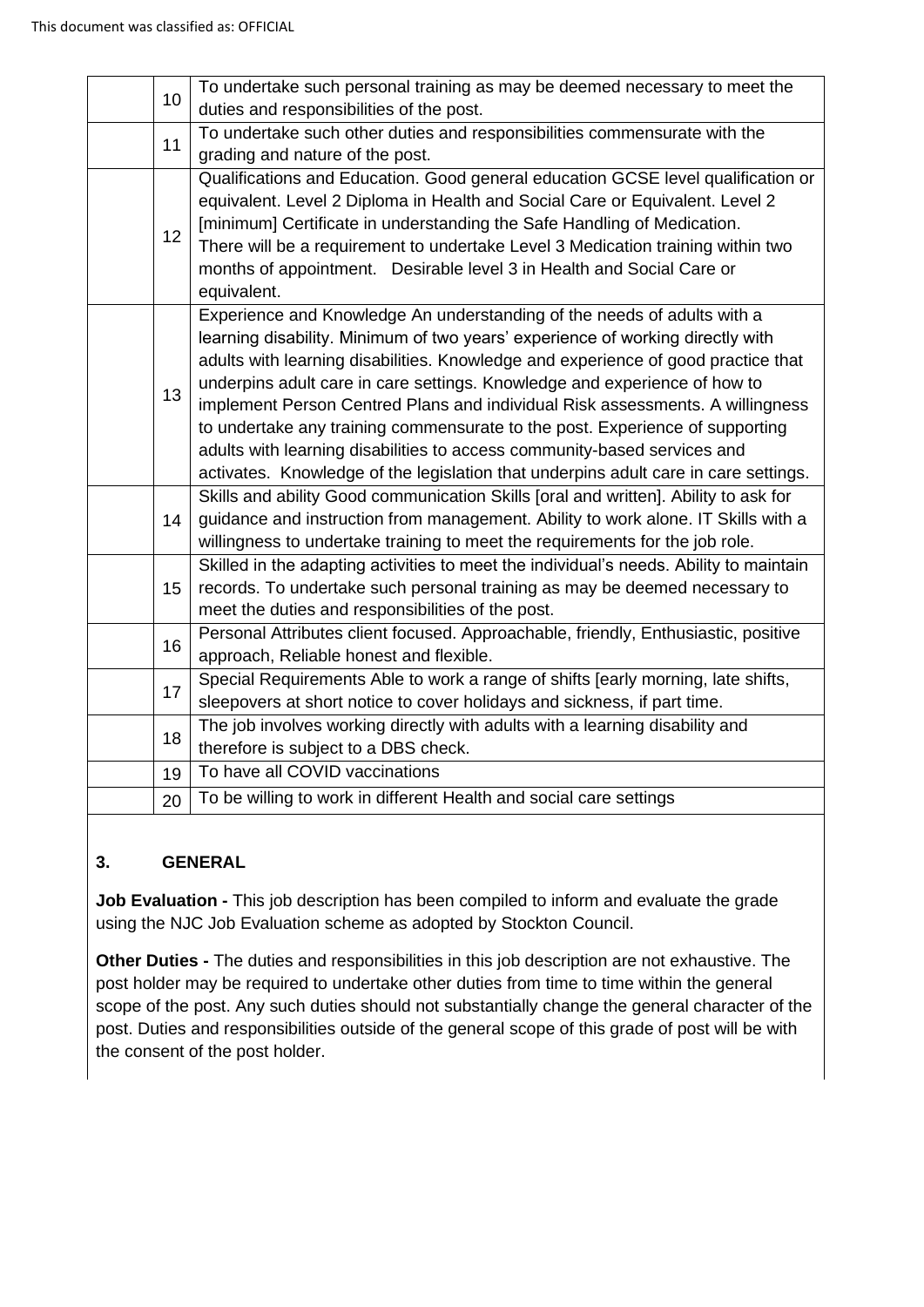| | | |
|---|---|---|
| | 10 | To undertake such personal training as may be deemed necessary to meet the duties and responsibilities of the post. |
| | 11 | To undertake such other duties and responsibilities commensurate with the grading and nature of the post. |
| | 12 | Qualifications and Education. Good general education GCSE level qualification or equivalent. Level 2 Diploma in Health and Social Care or Equivalent. Level 2 [minimum] Certificate in understanding the Safe Handling of Medication. There will be a requirement to undertake Level 3 Medication training within two months of appointment. Desirable level 3 in Health and Social Care or equivalent. |
| | 13 | Experience and Knowledge An understanding of the needs of adults with a learning disability. Minimum of two years' experience of working directly with adults with learning disabilities. Knowledge and experience of good practice that underpins adult care in care settings. Knowledge and experience of how to implement Person Centred Plans and individual Risk assessments. A willingness to undertake any training commensurate to the post. Experience of supporting adults with learning disabilities to access community-based services and activates. Knowledge of the legislation that underpins adult care in care settings. |
| | 14 | Skills and ability Good communication Skills [oral and written]. Ability to ask for guidance and instruction from management. Ability to work alone. IT Skills with a willingness to undertake training to meet the requirements for the job role. |
| | 15 | Skilled in the adapting activities to meet the individual's needs. Ability to maintain records. To undertake such personal training as may be deemed necessary to meet the duties and responsibilities of the post. |
| | 16 | Personal Attributes client focused. Approachable, friendly, Enthusiastic, positive approach, Reliable honest and flexible. |
| | 17 | Special Requirements Able to work a range of shifts [early morning, late shifts, sleepovers at short notice to cover holidays and sickness, if part time. |
| | 18 | The job involves working directly with adults with a learning disability and therefore is subject to a DBS check. |
| | 19 | To have all COVID vaccinations |
| | 20 | To be willing to work in different Health and social care settings |

## 3. GENERAL

**Job Evaluation -** This job description has been compiled to inform and evaluate the grade using the NJC Job Evaluation scheme as adopted by Stockton Council.

**Other Duties -** The duties and responsibilities in this job description are not exhaustive. The post holder may be required to undertake other duties from time to time within the general scope of the post. Any such duties should not substantially change the general character of the post. Duties and responsibilities outside of the general scope of this grade of post will be with the consent of the post holder.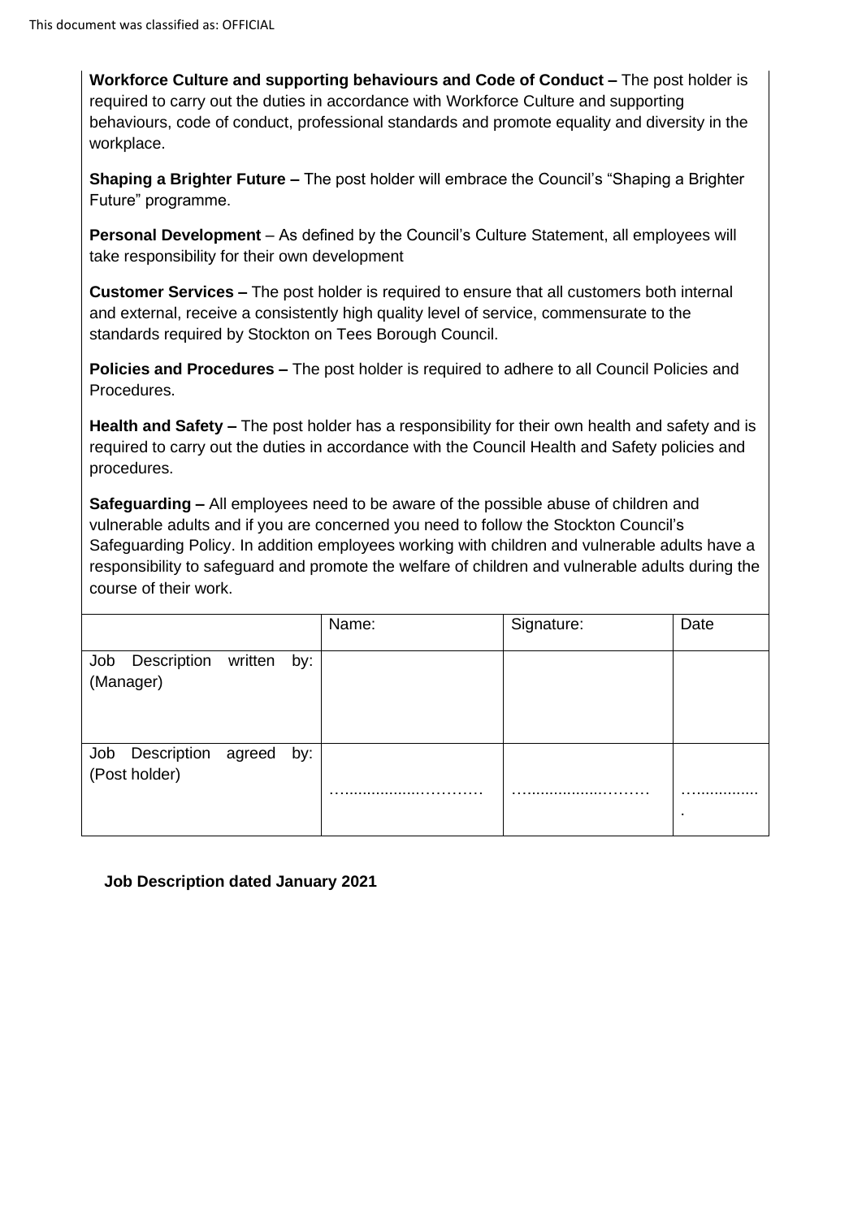**Workforce Culture and supporting behaviours and Code of Conduct –** The post holder is required to carry out the duties in accordance with Workforce Culture and supporting behaviours, code of conduct, professional standards and promote equality and diversity in the workplace.

**Shaping a Brighter Future –** The post holder will embrace the Council's "Shaping a Brighter Future" programme.

**Personal Development** – As defined by the Council's Culture Statement, all employees will take responsibility for their own development

**Customer Services –** The post holder is required to ensure that all customers both internal and external, receive a consistently high quality level of service, commensurate to the standards required by Stockton on Tees Borough Council.

**Policies and Procedures –** The post holder is required to adhere to all Council Policies and Procedures.

**Health and Safety –** The post holder has a responsibility for their own health and safety and is required to carry out the duties in accordance with the Council Health and Safety policies and procedures.

**Safeguarding –** All employees need to be aware of the possible abuse of children and vulnerable adults and if you are concerned you need to follow the Stockton Council's Safeguarding Policy. In addition employees working with children and vulnerable adults have a responsibility to safeguard and promote the welfare of children and vulnerable adults during the course of their work.

| | Name: | Signature: | Date |
|---|---|---|---|
| Job Description written by: (Manager) | | | |
| Job Description agreed by: (Post holder) | ………………………… | ……………………… | ……………… |

**Job Description dated January 2021**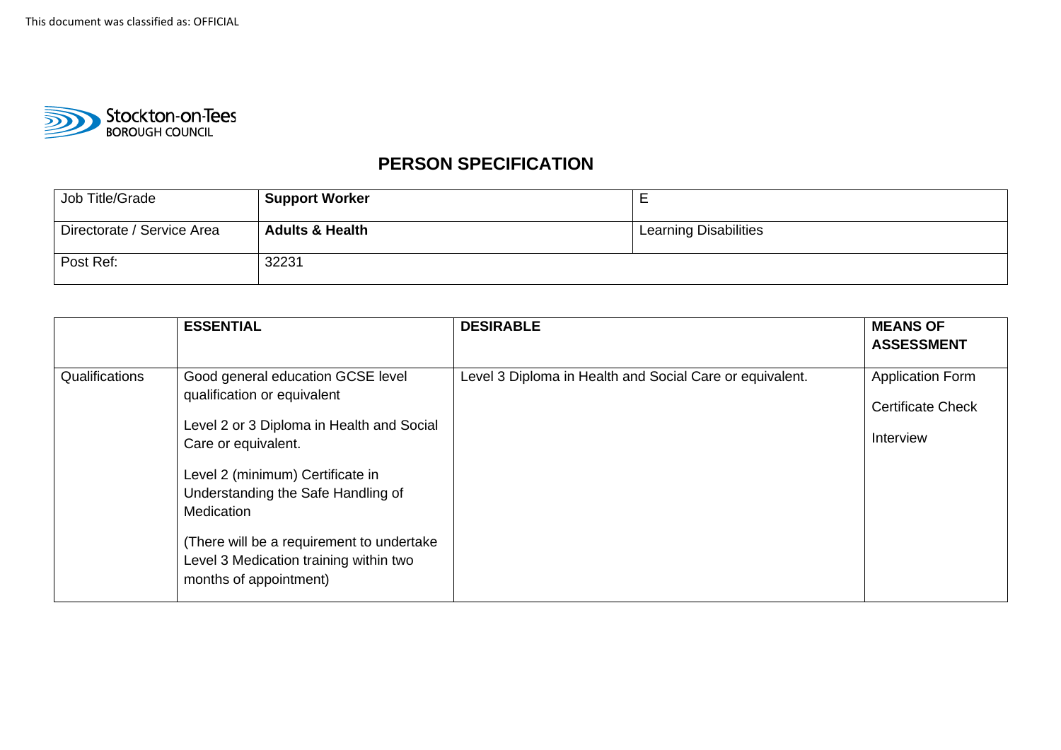This document was classified as: OFFICIAL

Stockton-on-Tees BOROUGH COUNCIL

# PERSON SPECIFICATION

| Job Title/Grade | **Support Worker** | E |
|---|---|---|
| Directorate / Service Area | **Adults & Health** | Learning Disabilities |
| Post Ref: | 32231 | |

| | **ESSENTIAL** | **DESIRABLE** | **MEANS OF ASSESSMENT** |
|---|---|---|---|
| Qualifications | Good general education GCSE level qualification or equivalent<br><br>Level 2 or 3 Diploma in Health and Social Care or equivalent.<br><br>Level 2 (minimum) Certificate in Understanding the Safe Handling of Medication<br><br>(There will be a requirement to undertake Level 3 Medication training within two months of appointment) | Level 3 Diploma in Health and Social Care or equivalent. | Application Form<br><br>Certificate Check<br><br>Interview |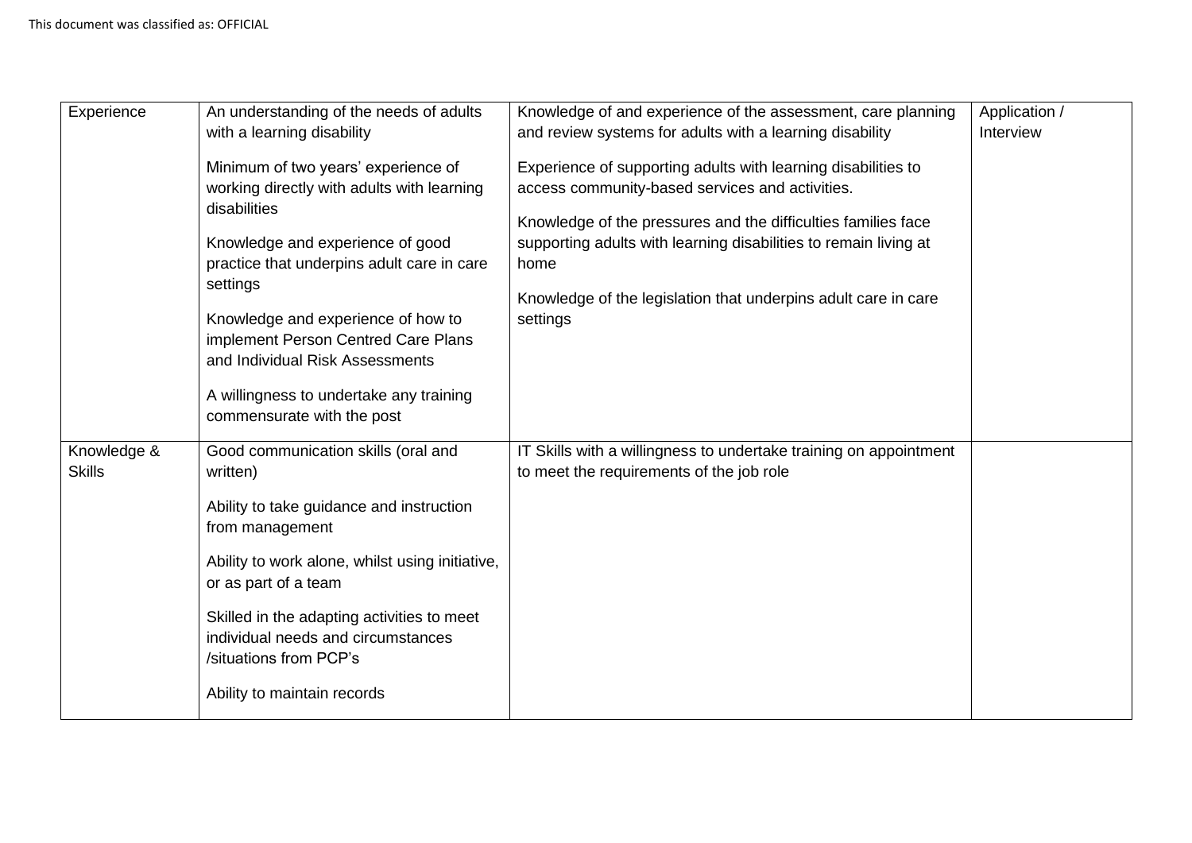| | | | |
|---|---|---|---|
| Experience | An understanding of the needs of adults with a learning disability<br><br>Minimum of two years' experience of working directly with adults with learning disabilities<br><br>Knowledge and experience of good practice that underpins adult care in care settings<br><br>Knowledge and experience of how to implement Person Centred Care Plans and Individual Risk Assessments<br><br>A willingness to undertake any training commensurate with the post | Knowledge of and experience of the assessment, care planning and review systems for adults with a learning disability<br><br>Experience of supporting adults with learning disabilities to access community-based services and activities.<br><br>Knowledge of the pressures and the difficulties families face supporting adults with learning disabilities to remain living at home<br><br>Knowledge of the legislation that underpins adult care in care settings | Application / Interview |
| Knowledge & Skills | Good communication skills (oral and written)<br><br>Ability to take guidance and instruction from management<br><br>Ability to work alone, whilst using initiative, or as part of a team<br><br>Skilled in the adapting activities to meet individual needs and circumstances /situations from PCP's<br><br>Ability to maintain records | IT Skills with a willingness to undertake training on appointment to meet the requirements of the job role | |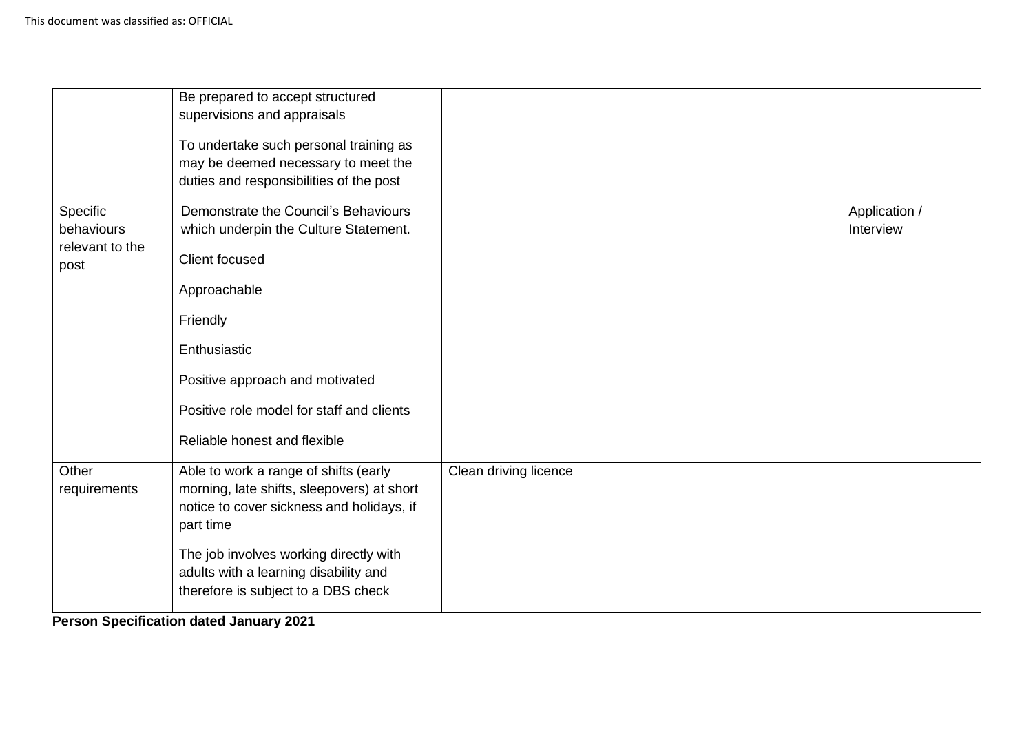| | | | |
|---|---|---|---|
| | Be prepared to accept structured supervisions and appraisals<br><br>To undertake such personal training as may be deemed necessary to meet the duties and responsibilities of the post | | |
| Specific behaviours relevant to the post | Demonstrate the Council's Behaviours which underpin the Culture Statement.<br><br>Client focused<br><br>Approachable<br><br>Friendly<br><br>Enthusiastic<br><br>Positive approach and motivated<br><br>Positive role model for staff and clients<br><br>Reliable honest and flexible | | Application / Interview |
| Other requirements | Able to work a range of shifts (early morning, late shifts, sleepovers) at short notice to cover sickness and holidays, if part time<br><br>The job involves working directly with adults with a learning disability and therefore is subject to a DBS check | Clean driving licence | |

**Person Specification dated January 2021**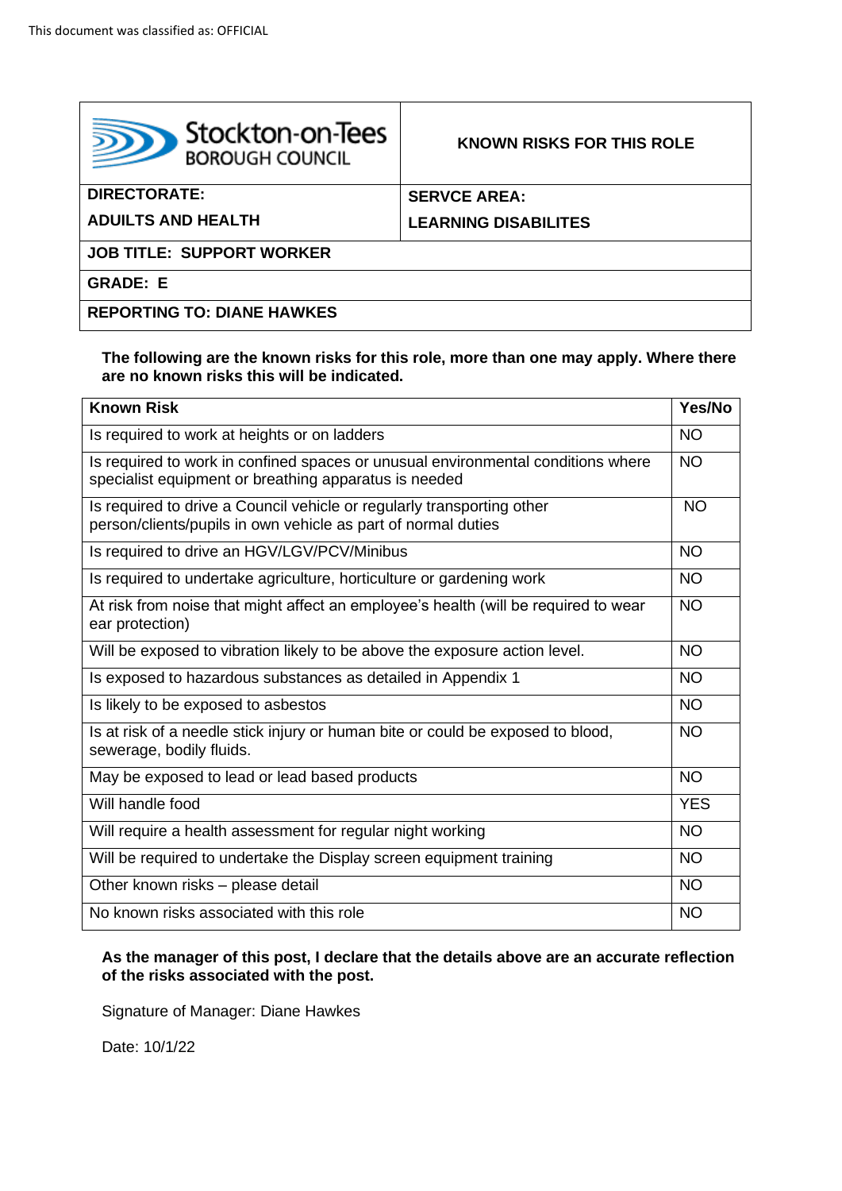This document was classified as: OFFICIAL

| Stockton-on-Tees BOROUGH COUNCIL | **KNOWN RISKS FOR THIS ROLE** |
|---|---|
| **DIRECTORATE:** **ADULTS AND HEALTH** | **SERVCE AREA:** **LEARNING DISABILITES** |
| **JOB TITLE: SUPPORT WORKER** | |
| **GRADE: E** | |
| **REPORTING TO: DIANE HAWKES** | |

**The following are the known risks for this role, more than one may apply. Where there are no known risks this will be indicated.**

| Known Risk | Yes/No |
|---|---|
| Is required to work at heights or on ladders | NO |
| Is required to work in confined spaces or unusual environmental conditions where specialist equipment or breathing apparatus is needed | NO |
| Is required to drive a Council vehicle or regularly transporting other person/clients/pupils in own vehicle as part of normal duties | NO |
| Is required to drive an HGV/LGV/PCV/Minibus | NO |
| Is required to undertake agriculture, horticulture or gardening work | NO |
| At risk from noise that might affect an employee's health (will be required to wear ear protection) | NO |
| Will be exposed to vibration likely to be above the exposure action level. | NO |
| Is exposed to hazardous substances as detailed in Appendix 1 | NO |
| Is likely to be exposed to asbestos | NO |
| Is at risk of a needle stick injury or human bite or could be exposed to blood, sewerage, bodily fluids. | NO |
| May be exposed to lead or lead based products | NO |
| Will handle food | YES |
| Will require a health assessment for regular night working | NO |
| Will be required to undertake the Display screen equipment training | NO |
| Other known risks – please detail | NO |
| No known risks associated with this role | NO |

**As the manager of this post, I declare that the details above are an accurate reflection of the risks associated with the post.**

Signature of Manager: Diane Hawkes

Date: 10/1/22